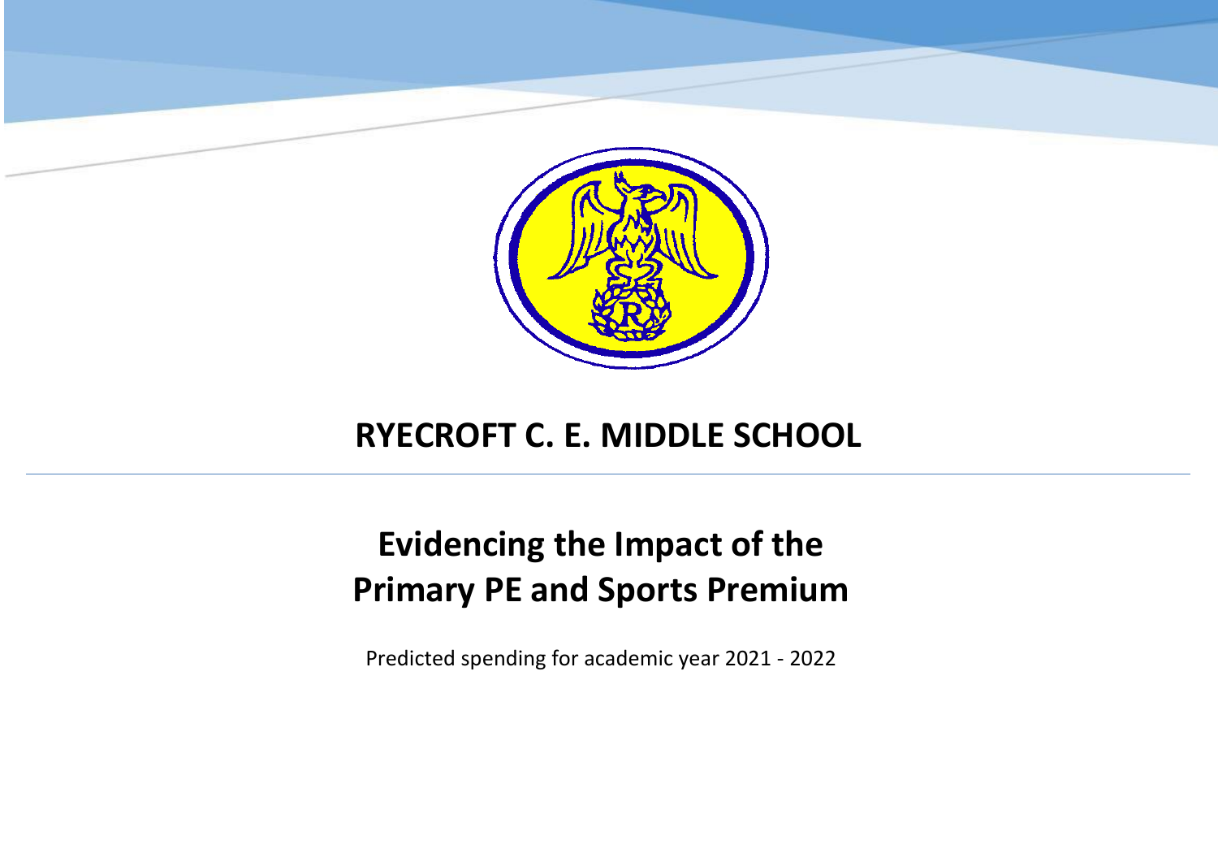# RYECROFT C. E. MIDDLE SCHOOL

## Evidencing the Impact of the Primary PE and Sports Premium

Predicted spending for academic year 2021 - 2022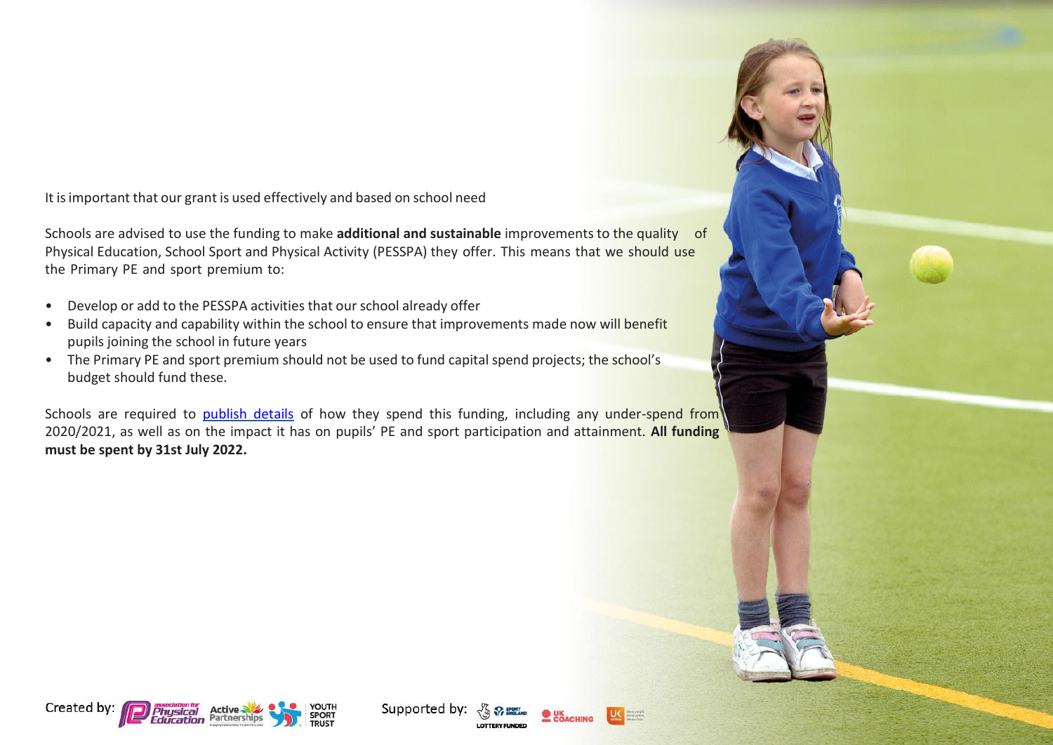It is important that our grant is used effectively and based on school need

Schools are advised to use the funding to make **additional and sustainable** improvements to the quality of Physical Education, School Sport and Physical Activity (PESSPA) they offer. This means that we should use the Primary PE and sport premium to:

- Develop or add to the PESSPA activities that our school already offer
- Build capacity and capability within the school to ensure that improvements made now will benefit pupils joining the school in future years
- The Primary PE and sport premium should not be used to fund capital spend projects; the school's budget should fund these.

Schools are required to publish details of how they spend this funding, including any under-spend from 2020/2021, as well as on the impact it has on pupils' PE and sport participation and attainment. **All funding must be spent by 31st July 2022.**

Created by: Association for Physical Education, Active Partnerships, Youth Sport Trust

Supported by: Sport England, Lottery Funded, UK Coaching, UK Active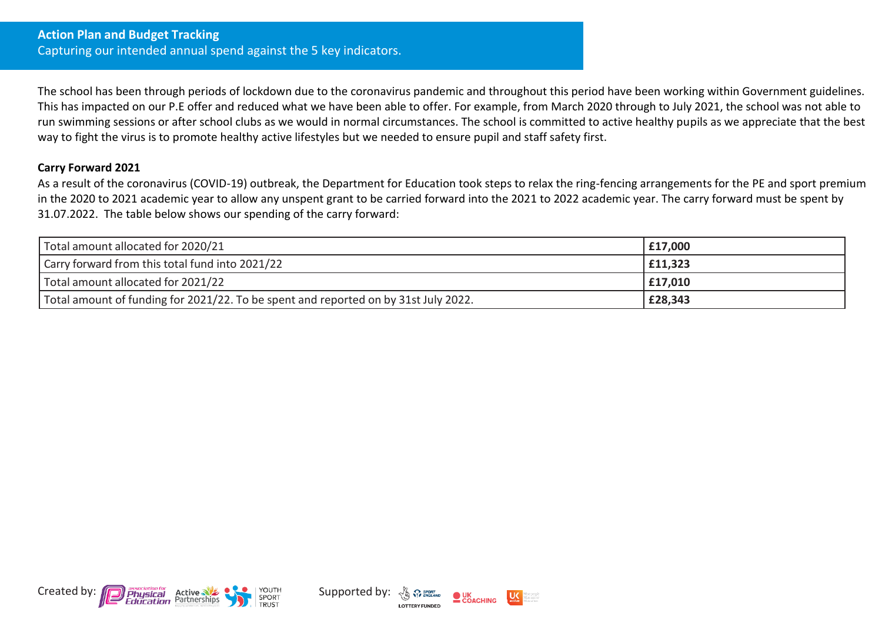## Action Plan and Budget Tracking

Capturing our intended annual spend against the 5 key indicators.

The school has been through periods of lockdown due to the coronavirus pandemic and throughout this period have been working within Government guidelines. This has impacted on our P.E offer and reduced what we have been able to offer. For example, from March 2020 through to July 2021, the school was not able to run swimming sessions or after school clubs as we would in normal circumstances. The school is committed to active healthy pupils as we appreciate that the best way to fight the virus is to promote healthy active lifestyles but we needed to ensure pupil and staff safety first.

**Carry Forward 2021**

As a result of the coronavirus (COVID-19) outbreak, the Department for Education took steps to relax the ring-fencing arrangements for the PE and sport premium in the 2020 to 2021 academic year to allow any unspent grant to be carried forward into the 2021 to 2022 academic year. The carry forward must be spent by 31.07.2022. The table below shows our spending of the carry forward:

| | |
|---|---|
| Total amount allocated for 2020/21 | **£17,000** |
| Carry forward from this total fund into 2021/22 | **£11,323** |
| Total amount allocated for 2021/22 | **£17,010** |
| Total amount of funding for 2021/22. To be spent and reported on by 31st July 2022. | **£28,343** |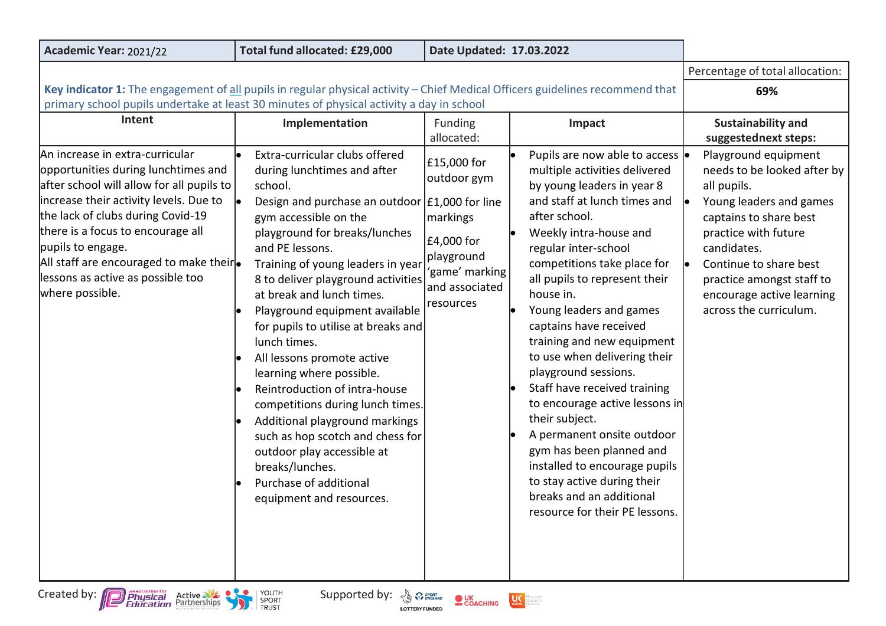| Academic Year: 2021/22 | Total fund allocated: £29,000 | Date Updated: 17.03.2022 | | |
|---|---|---|---|---|
| | | | | Percentage of total allocation: |
| **Key indicator 1:** The engagement of all pupils in regular physical activity – Chief Medical Officers guidelines recommend that primary school pupils undertake at least 30 minutes of physical activity a day in school | | | | **69%** |
| **Intent** | **Implementation** | Funding allocated: | **Impact** | **Sustainability and suggestednext steps:** |
| An increase in extra-curricular opportunities during lunchtimes and after school will allow for all pupils to increase their activity levels. Due to the lack of clubs during Covid-19 there is a focus to encourage all pupils to engage.<br>All staff are encouraged to make their lessons as active as possible too where possible. | • Extra-curricular clubs offered during lunchtimes and after school.<br>• Design and purchase an outdoor gym accessible on the playground for breaks/lunches and PE lessons.<br>• Training of young leaders in year 8 to deliver playground activities at break and lunch times.<br>• Playground equipment available for pupils to utilise at breaks and lunch times.<br>• All lessons promote active learning where possible.<br>• Reintroduction of intra-house competitions during lunch times.<br>• Additional playground markings such as hop scotch and chess for outdoor play accessible at breaks/lunches.<br>• Purchase of additional equipment and resources. | £15,000 for outdoor gym<br>£1,000 for line markings<br>£4,000 for playground 'game' marking and associated resources | • Pupils are now able to access multiple activities delivered by young leaders in year 8 and staff at lunch times and after school.<br>• Weekly intra-house and regular inter-school competitions take place for all pupils to represent their house in.<br>• Young leaders and games captains have received training and new equipment to use when delivering their playground sessions.<br>• Staff have received training to encourage active lessons in their subject.<br>• A permanent onsite outdoor gym has been planned and installed to encourage pupils to stay active during their breaks and an additional resource for their PE lessons. | • Playground equipment needs to be looked after by all pupils.<br>• Young leaders and games captains to share best practice with future candidates.<br>• Continue to share best practice amongst staff to encourage active learning across the curriculum. |

Created by: association for Physical Education, Active Partnerships, Youth Sport Trust    Supported by: Sport England (Lottery Funded), UK Coaching, UK Active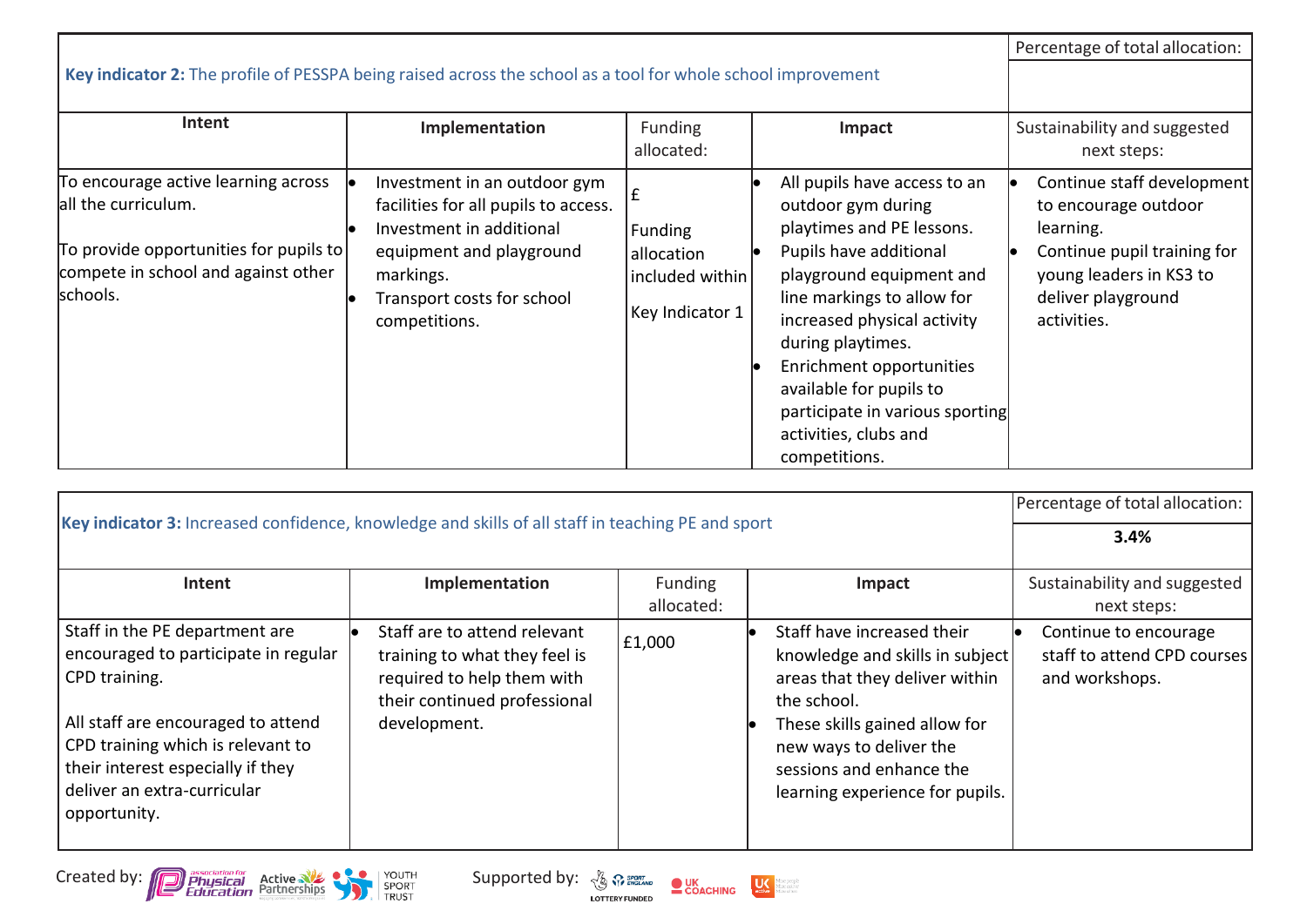| **Key indicator 2:** The profile of PESSPA being raised across the school as a tool for whole school improvement | | | | Percentage of total allocation: |
|---|---|---|---|---|
| | | | | |
| **Intent** | **Implementation** | Funding allocated: | **Impact** | Sustainability and suggested next steps: |
| To encourage active learning across all the curriculum.<br><br>To provide opportunities for pupils to compete in school and against other schools. | • Investment in an outdoor gym facilities for all pupils to access.<br>• Investment in additional equipment and playground markings.<br>• Transport costs for school competitions. | £<br><br>Funding allocation included within<br><br>Key Indicator 1 | • All pupils have access to an outdoor gym during playtimes and PE lessons.<br>• Pupils have additional playground equipment and line markings to allow for increased physical activity during playtimes.<br>• Enrichment opportunities available for pupils to participate in various sporting activities, clubs and competitions. | • Continue staff development to encourage outdoor learning.<br>• Continue pupil training for young leaders in KS3 to deliver playground activities. |

| **Key indicator 3:** Increased confidence, knowledge and skills of all staff in teaching PE and sport | | | | Percentage of total allocation: |
|---|---|---|---|---|
| | | | | **3.4%** |
| **Intent** | **Implementation** | Funding allocated: | **Impact** | Sustainability and suggested next steps: |
| Staff in the PE department are encouraged to participate in regular CPD training.<br><br>All staff are encouraged to attend CPD training which is relevant to their interest especially if they deliver an extra-curricular opportunity. | • Staff are to attend relevant training to what they feel is required to help them with their continued professional development. | £1,000 | • Staff have increased their knowledge and skills in subject areas that they deliver within the school.<br>• These skills gained allow for new ways to deliver the sessions and enhance the learning experience for pupils. | • Continue to encourage staff to attend CPD courses and workshops. |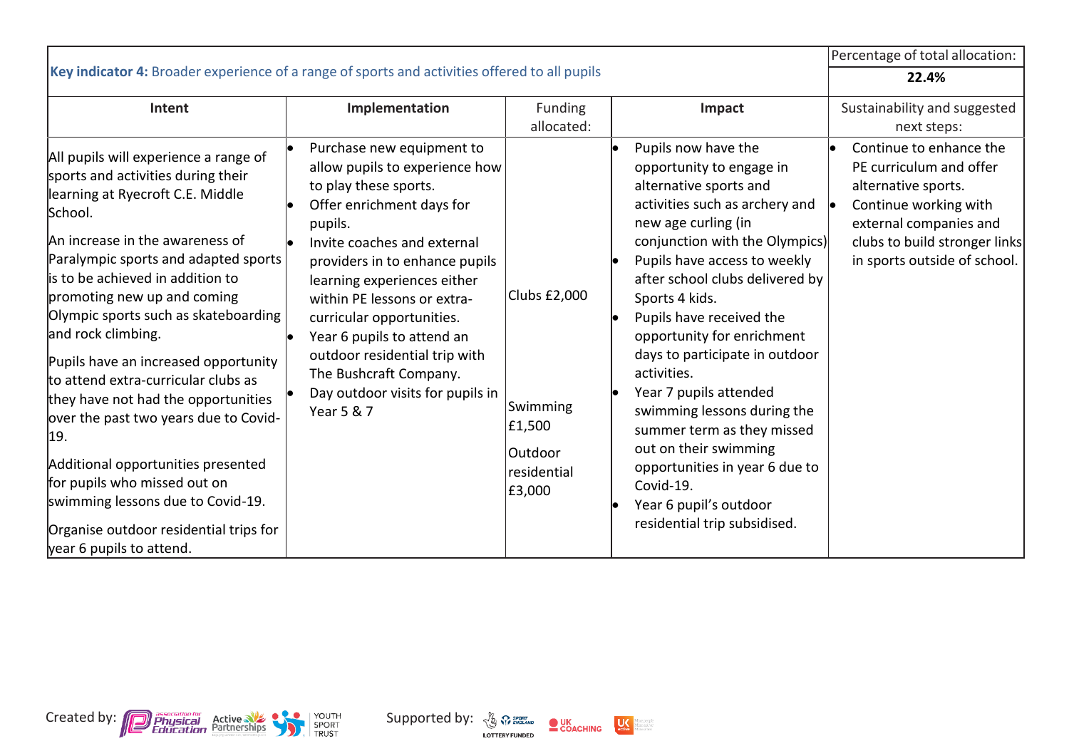| Key indicator 4: Broader experience of a range of sports and activities offered to all pupils | | | | Percentage of total allocation: |
| --- | --- | --- | --- | --- |
| | | | | **22.4%** |
| **Intent** | **Implementation** | Funding allocated: | **Impact** | Sustainability and suggested next steps: |
| All pupils will experience a range of sports and activities during their learning at Ryecroft C.E. Middle School.<br><br>An increase in the awareness of Paralympic sports and adapted sports is to be achieved in addition to promoting new up and coming Olympic sports such as skateboarding and rock climbing.<br><br>Pupils have an increased opportunity to attend extra-curricular clubs as they have not had the opportunities over the past two years due to Covid-19.<br><br>Additional opportunities presented for pupils who missed out on swimming lessons due to Covid-19.<br><br>Organise outdoor residential trips for year 6 pupils to attend. | • Purchase new equipment to allow pupils to experience how to play these sports.<br>• Offer enrichment days for pupils.<br>• Invite coaches and external providers in to enhance pupils learning experiences either within PE lessons or extra-curricular opportunities.<br>• Year 6 pupils to attend an outdoor residential trip with The Bushcraft Company.<br>• Day outdoor visits for pupils in Year 5 & 7 | Clubs £2,000<br><br>Swimming £1,500<br><br>Outdoor residential £3,000 | • Pupils now have the opportunity to engage in alternative sports and activities such as archery and new age curling (in conjunction with the Olympics)<br>• Pupils have access to weekly after school clubs delivered by Sports 4 kids.<br>• Pupils have received the opportunity for enrichment days to participate in outdoor activities.<br>• Year 7 pupils attended swimming lessons during the summer term as they missed out on their swimming opportunities in year 6 due to Covid-19.<br>• Year 6 pupil's outdoor residential trip subsidised. | • Continue to enhance the PE curriculum and offer alternative sports.<br>• Continue working with external companies and clubs to build stronger links in sports outside of school. |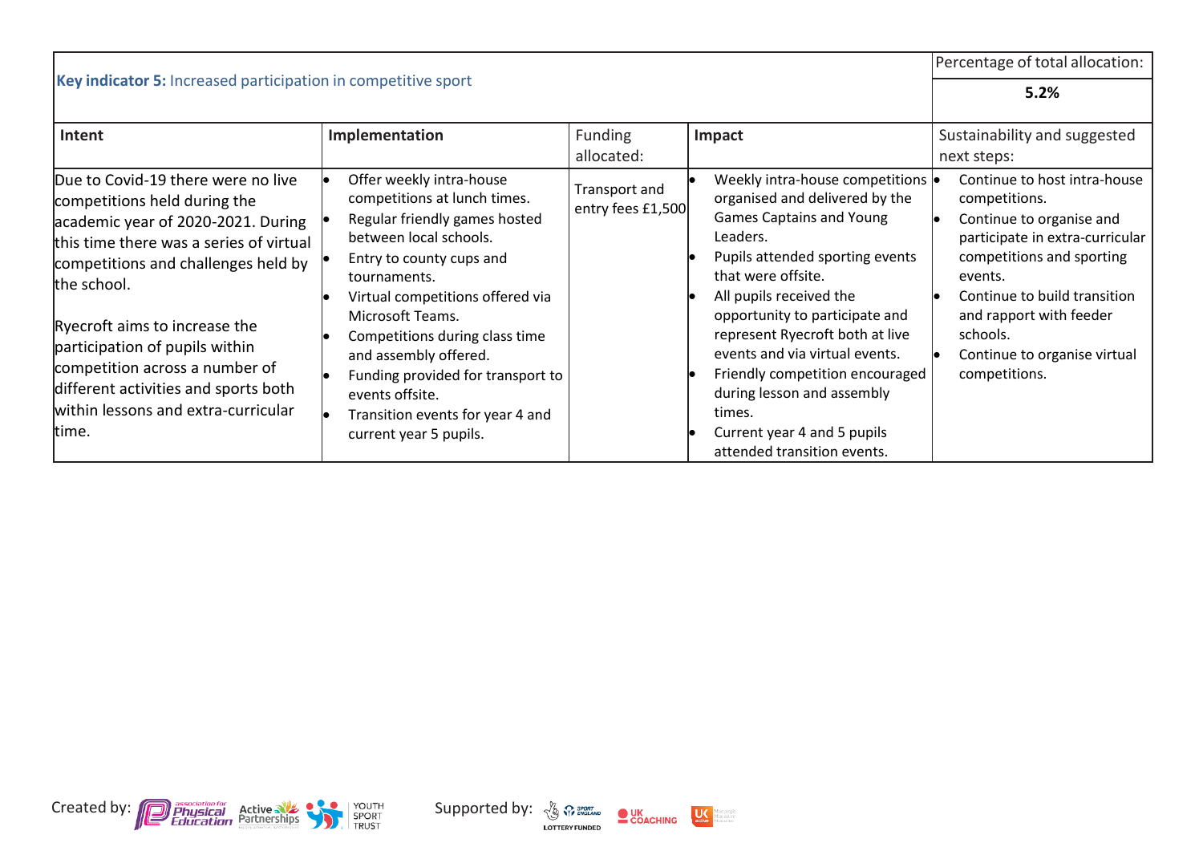| **Key indicator 5:** Increased participation in competitive sport | | | | Percentage of total allocation: **5.2%** |
|---|---|---|---|---|
| **Intent** | **Implementation** | Funding allocated: | **Impact** | Sustainability and suggested next steps: |
| Due to Covid-19 there were no live competitions held during the academic year of 2020-2021. During this time there was a series of virtual competitions and challenges held by the school.<br><br>Ryecroft aims to increase the participation of pupils within competition across a number of different activities and sports both within lessons and extra-curricular time. | • Offer weekly intra-house competitions at lunch times.<br>• Regular friendly games hosted between local schools.<br>• Entry to county cups and tournaments.<br>• Virtual competitions offered via Microsoft Teams.<br>• Competitions during class time and assembly offered.<br>• Funding provided for transport to events offsite.<br>• Transition events for year 4 and current year 5 pupils. | Transport and entry fees £1,500 | • Weekly intra-house competitions organised and delivered by the Games Captains and Young Leaders.<br>• Pupils attended sporting events that were offsite.<br>• All pupils received the opportunity to participate and represent Ryecroft both at live events and via virtual events.<br>• Friendly competition encouraged during lesson and assembly times.<br>• Current year 4 and 5 pupils attended transition events. | • Continue to host intra-house competitions.<br>• Continue to organise and participate in extra-curricular competitions and sporting events.<br>• Continue to build transition and rapport with feeder schools.<br>• Continue to organise virtual competitions. |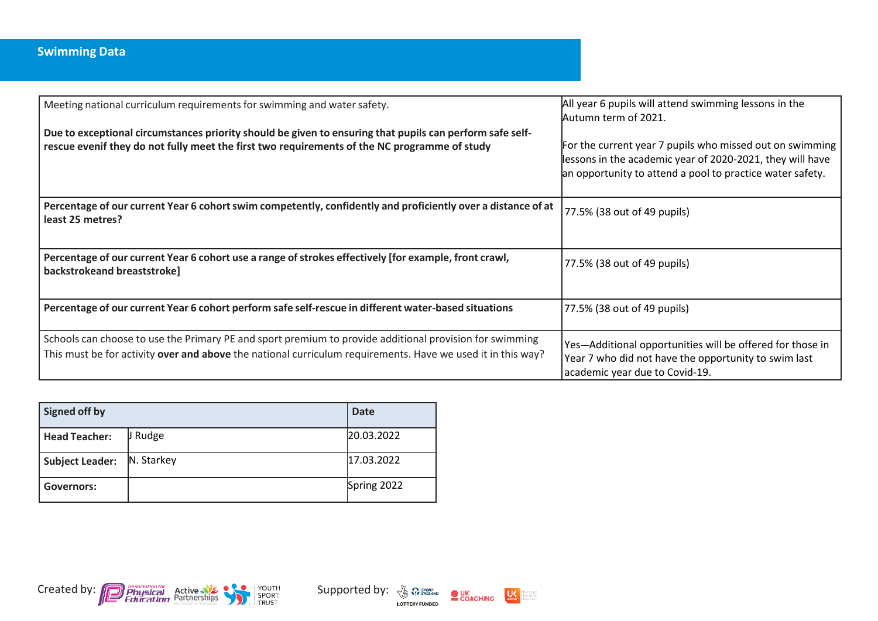## Swimming Data

| | |
|---|---|
| Meeting national curriculum requirements for swimming and water safety.<br><br>**Due to exceptional circumstances priority should be given to ensuring that pupils can perform safe self-rescue evenif they do not fully meet the first two requirements of the NC programme of study** | All year 6 pupils will attend swimming lessons in the Autumn term of 2021.<br><br>For the current year 7 pupils who missed out on swimming lessons in the academic year of 2020-2021, they will have an opportunity to attend a pool to practice water safety. |
| **Percentage of our current Year 6 cohort swim competently, confidently and proficiently over a distance of at least 25 metres?** | 77.5% (38 out of 49 pupils) |
| **Percentage of our current Year 6 cohort use a range of strokes effectively [for example, front crawl, backstrokeand breaststroke]** | 77.5% (38 out of 49 pupils) |
| **Percentage of our current Year 6 cohort perform safe self-rescue in different water-based situations** | 77.5% (38 out of 49 pupils) |
| Schools can choose to use the Primary PE and sport premium to provide additional provision for swimming This must be for activity **over and above** the national curriculum requirements. Have we used it in this way? | Yes—Additional opportunities will be offered for those in Year 7 who did not have the opportunity to swim last academic year due to Covid-19. |

| **Signed off by** | | **Date** |
|---|---|---|
| **Head Teacher:** | J Rudge | 20.03.2022 |
| **Subject Leader:** | N. Starkey | 17.03.2022 |
| **Governors:** | | Spring 2022 |

Created by: association for Physical Education, Active Partnerships, Youth Sport Trust

Supported by: Sport England (Lottery Funded), UK Coaching, UK Active